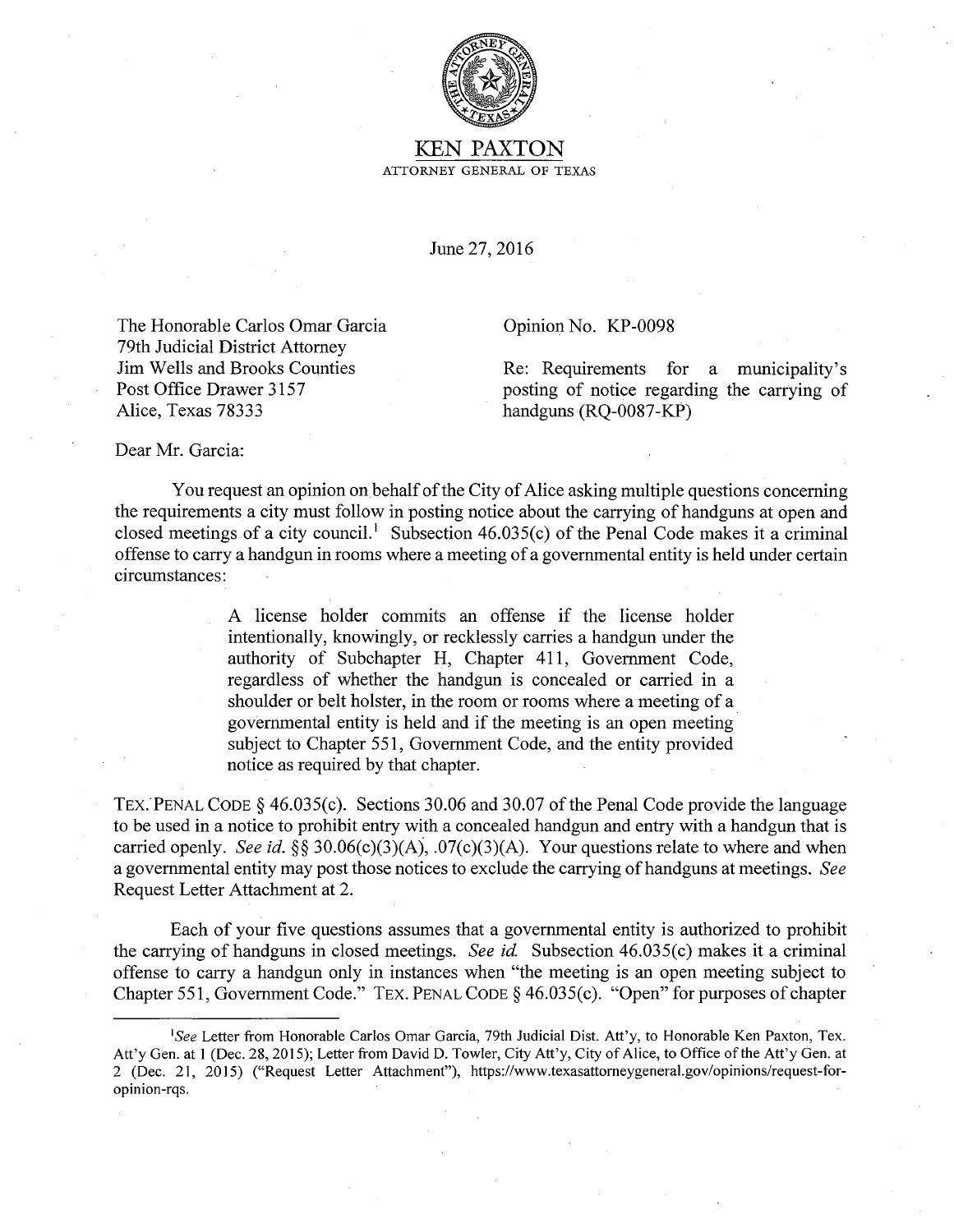# KEN PAXTON

ATTORNEY GENERAL OF TEXAS

June 27, 2016

The Honorable Carlos Omar Garcia
79th Judicial District Attorney
Jim Wells and Brooks Counties
Post Office Drawer 3157
Alice, Texas 78333

Opinion No. KP-0098

Re: Requirements for a municipality's posting of notice regarding the carrying of handguns (RQ-0087-KP)

Dear Mr. Garcia:

You request an opinion on behalf of the City of Alice asking multiple questions concerning the requirements a city must follow in posting notice about the carrying of handguns at open and closed meetings of a city council.[1] Subsection 46.035(c) of the Penal Code makes it a criminal offense to carry a handgun in rooms where a meeting of a governmental entity is held under certain circumstances:

> A license holder commits an offense if the license holder intentionally, knowingly, or recklessly carries a handgun under the authority of Subchapter H, Chapter 411, Government Code, regardless of whether the handgun is concealed or carried in a shoulder or belt holster, in the room or rooms where a meeting of a governmental entity is held and if the meeting is an open meeting subject to Chapter 551, Government Code, and the entity provided notice as required by that chapter.

TEX. PENAL CODE § 46.035(c). Sections 30.06 and 30.07 of the Penal Code provide the language to be used in a notice to prohibit entry with a concealed handgun and entry with a handgun that is carried openly. *See id.* §§ 30.06(c)(3)(A), .07(c)(3)(A). Your questions relate to where and when a governmental entity may post those notices to exclude the carrying of handguns at meetings. *See* Request Letter Attachment at 2.

Each of your five questions assumes that a governmental entity is authorized to prohibit the carrying of handguns in closed meetings. *See id.* Subsection 46.035(c) makes it a criminal offense to carry a handgun only in instances when "the meeting is an open meeting subject to Chapter 551, Government Code." TEX. PENAL CODE § 46.035(c). "Open" for purposes of chapter

---

[1] *See* Letter from Honorable Carlos Omar Garcia, 79th Judicial Dist. Att'y, to Honorable Ken Paxton, Tex. Att'y Gen. at 1 (Dec. 28, 2015); Letter from David D. Towler, City Att'y, City of Alice, to Office of the Att'y Gen. at 2 (Dec. 21, 2015) ("Request Letter Attachment"), https://www.texasattorneygeneral.gov/opinions/request-for-opinion-rqs.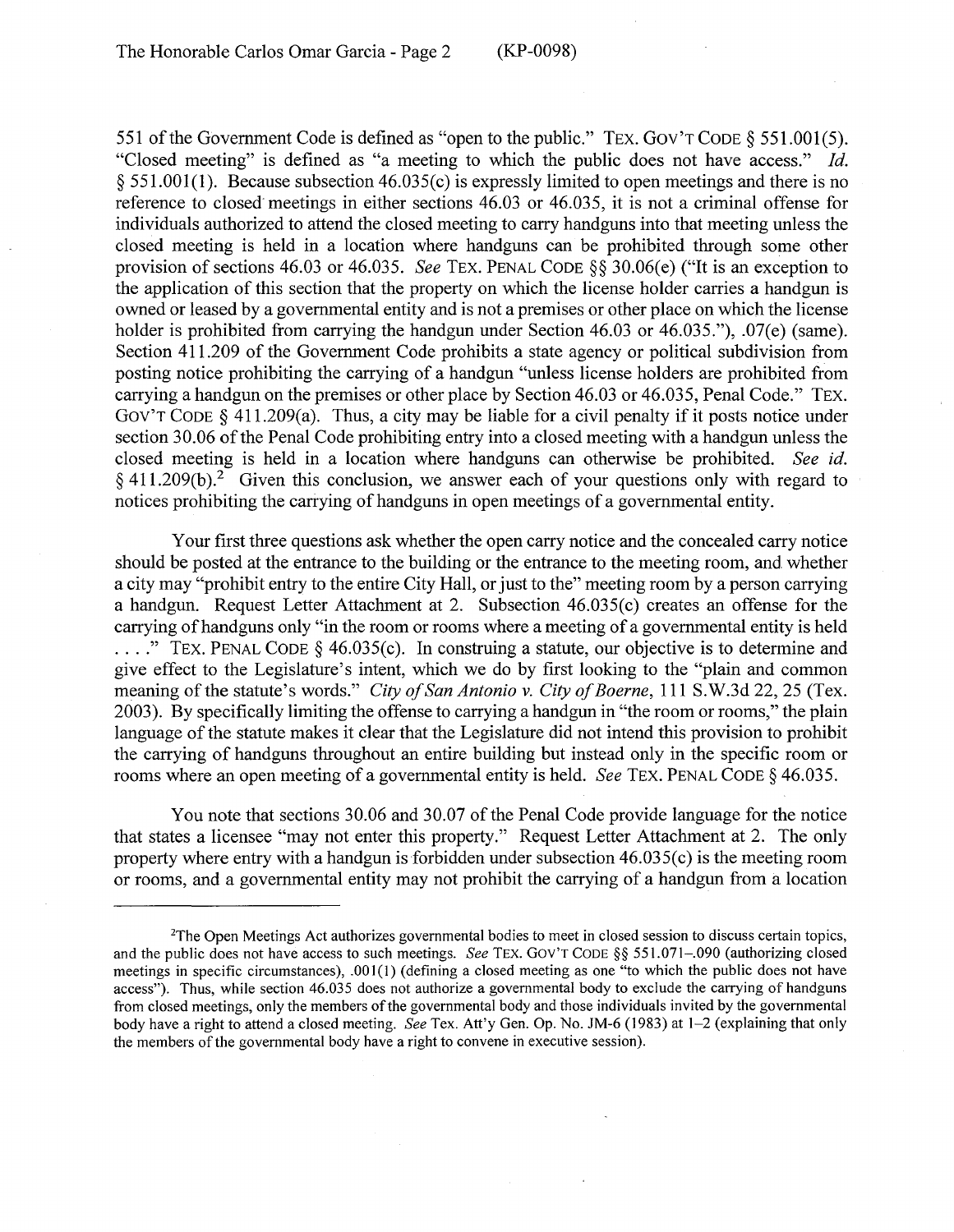551 of the Government Code is defined as "open to the public." TEX. GOV'T CODE § 551.001(5). "Closed meeting" is defined as "a meeting to which the public does not have access." *Id.* § 551.001(1). Because subsection 46.035(c) is expressly limited to open meetings and there is no reference to closed meetings in either sections 46.03 or 46.035, it is not a criminal offense for individuals authorized to attend the closed meeting to carry handguns into that meeting unless the closed meeting is held in a location where handguns can be prohibited through some other provision of sections 46.03 or 46.035. *See* TEX. PENAL CODE §§ 30.06(e) ("It is an exception to the application of this section that the property on which the license holder carries a handgun is owned or leased by a governmental entity and is not a premises or other place on which the license holder is prohibited from carrying the handgun under Section 46.03 or 46.035."), .07(e) (same). Section 411.209 of the Government Code prohibits a state agency or political subdivision from posting notice prohibiting the carrying of a handgun "unless license holders are prohibited from carrying a handgun on the premises or other place by Section 46.03 or 46.035, Penal Code." TEX. GOV'T CODE § 411.209(a). Thus, a city may be liable for a civil penalty if it posts notice under section 30.06 of the Penal Code prohibiting entry into a closed meeting with a handgun unless the closed meeting is held in a location where handguns can otherwise be prohibited. *See id.* § 411.209(b).[2] Given this conclusion, we answer each of your questions only with regard to notices prohibiting the carrying of handguns in open meetings of a governmental entity.

Your first three questions ask whether the open carry notice and the concealed carry notice should be posted at the entrance to the building or the entrance to the meeting room, and whether a city may "prohibit entry to the entire City Hall, or just to the" meeting room by a person carrying a handgun. Request Letter Attachment at 2. Subsection 46.035(c) creates an offense for the carrying of handguns only "in the room or rooms where a meeting of a governmental entity is held . . . ." TEX. PENAL CODE § 46.035(c). In construing a statute, our objective is to determine and give effect to the Legislature's intent, which we do by first looking to the "plain and common meaning of the statute's words." *City of San Antonio v. City of Boerne*, 111 S.W.3d 22, 25 (Tex. 2003). By specifically limiting the offense to carrying a handgun in "the room or rooms," the plain language of the statute makes it clear that the Legislature did not intend this provision to prohibit the carrying of handguns throughout an entire building but instead only in the specific room or rooms where an open meeting of a governmental entity is held. *See* TEX. PENAL CODE § 46.035.

You note that sections 30.06 and 30.07 of the Penal Code provide language for the notice that states a licensee "may not enter this property." Request Letter Attachment at 2. The only property where entry with a handgun is forbidden under subsection 46.035(c) is the meeting room or rooms, and a governmental entity may not prohibit the carrying of a handgun from a location

---

[2]The Open Meetings Act authorizes governmental bodies to meet in closed session to discuss certain topics, and the public does not have access to such meetings. *See* TEX. GOV'T CODE §§ 551.071–.090 (authorizing closed meetings in specific circumstances), .001(1) (defining a closed meeting as one "to which the public does not have access"). Thus, while section 46.035 does not authorize a governmental body to exclude the carrying of handguns from closed meetings, only the members of the governmental body and those individuals invited by the governmental body have a right to attend a closed meeting. *See* Tex. Att'y Gen. Op. No. JM-6 (1983) at 1–2 (explaining that only the members of the governmental body have a right to convene in executive session).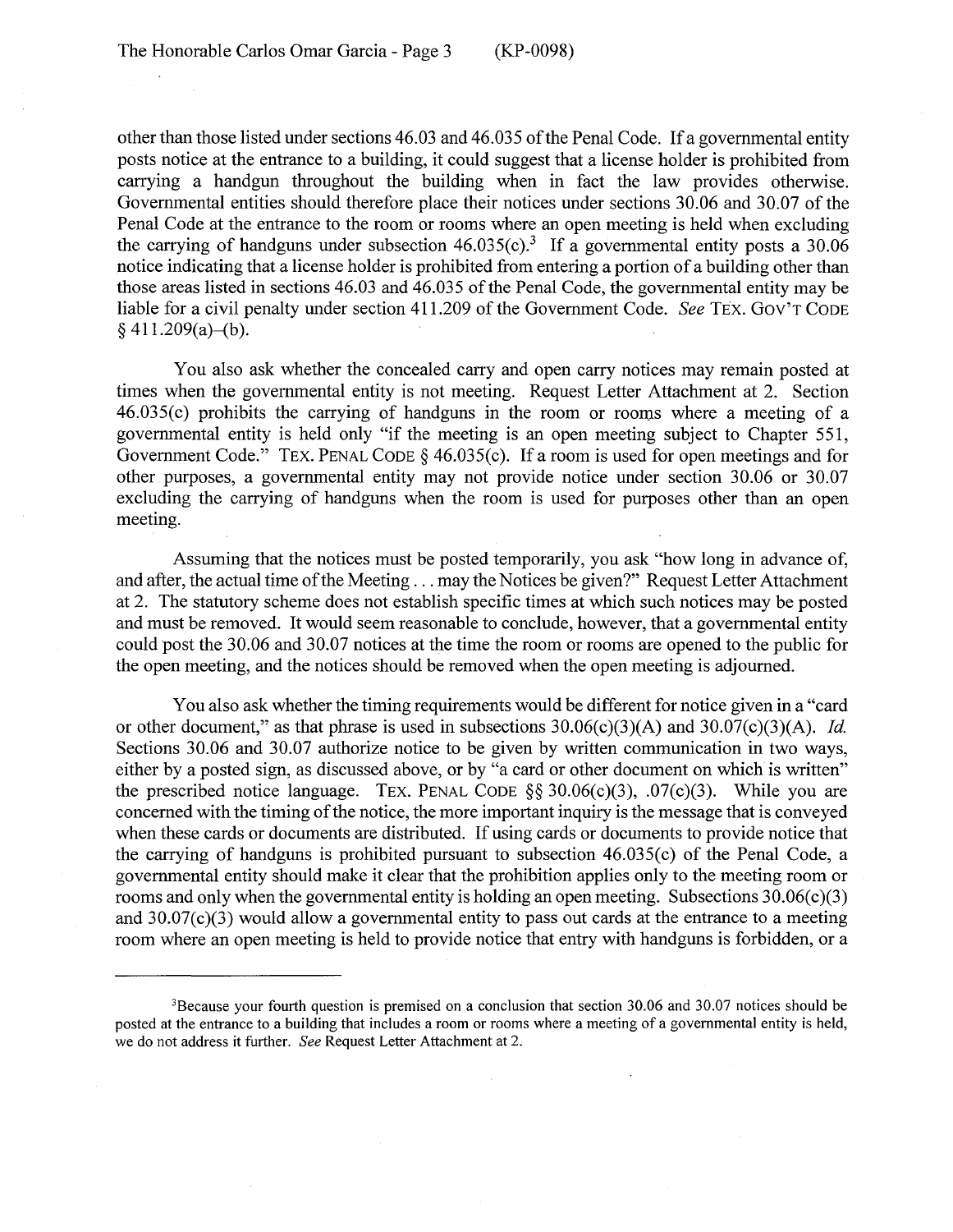other than those listed under sections 46.03 and 46.035 of the Penal Code. If a governmental entity posts notice at the entrance to a building, it could suggest that a license holder is prohibited from carrying a handgun throughout the building when in fact the law provides otherwise. Governmental entities should therefore place their notices under sections 30.06 and 30.07 of the Penal Code at the entrance to the room or rooms where an open meeting is held when excluding the carrying of handguns under subsection 46.035(c).[3] If a governmental entity posts a 30.06 notice indicating that a license holder is prohibited from entering a portion of a building other than those areas listed in sections 46.03 and 46.035 of the Penal Code, the governmental entity may be liable for a civil penalty under section 411.209 of the Government Code. *See* TEX. GOV'T CODE § 411.209(a)–(b).

You also ask whether the concealed carry and open carry notices may remain posted at times when the governmental entity is not meeting. Request Letter Attachment at 2. Section 46.035(c) prohibits the carrying of handguns in the room or rooms where a meeting of a governmental entity is held only "if the meeting is an open meeting subject to Chapter 551, Government Code." TEX. PENAL CODE § 46.035(c). If a room is used for open meetings and for other purposes, a governmental entity may not provide notice under section 30.06 or 30.07 excluding the carrying of handguns when the room is used for purposes other than an open meeting.

Assuming that the notices must be posted temporarily, you ask "how long in advance of, and after, the actual time of the Meeting . . . may the Notices be given?" Request Letter Attachment at 2. The statutory scheme does not establish specific times at which such notices may be posted and must be removed. It would seem reasonable to conclude, however, that a governmental entity could post the 30.06 and 30.07 notices at the time the room or rooms are opened to the public for the open meeting, and the notices should be removed when the open meeting is adjourned.

You also ask whether the timing requirements would be different for notice given in a "card or other document," as that phrase is used in subsections 30.06(c)(3)(A) and 30.07(c)(3)(A). *Id.* Sections 30.06 and 30.07 authorize notice to be given by written communication in two ways, either by a posted sign, as discussed above, or by "a card or other document on which is written" the prescribed notice language. TEX. PENAL CODE §§ 30.06(c)(3), .07(c)(3). While you are concerned with the timing of the notice, the more important inquiry is the message that is conveyed when these cards or documents are distributed. If using cards or documents to provide notice that the carrying of handguns is prohibited pursuant to subsection 46.035(c) of the Penal Code, a governmental entity should make it clear that the prohibition applies only to the meeting room or rooms and only when the governmental entity is holding an open meeting. Subsections 30.06(c)(3) and 30.07(c)(3) would allow a governmental entity to pass out cards at the entrance to a meeting room where an open meeting is held to provide notice that entry with handguns is forbidden, or a

---

[3]Because your fourth question is premised on a conclusion that section 30.06 and 30.07 notices should be posted at the entrance to a building that includes a room or rooms where a meeting of a governmental entity is held, we do not address it further. *See* Request Letter Attachment at 2.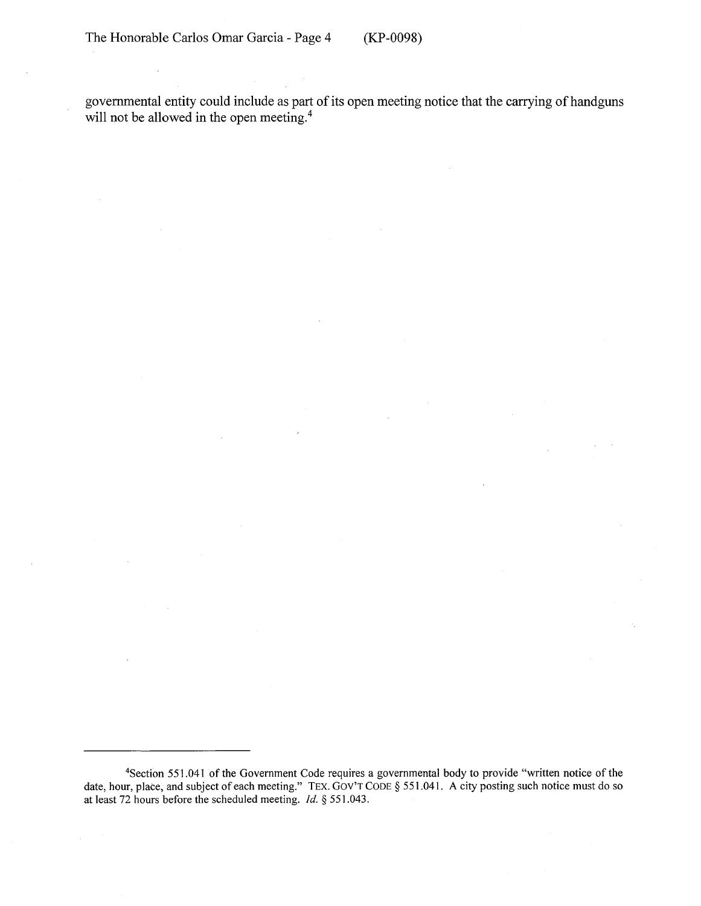governmental entity could include as part of its open meeting notice that the carrying of handguns will not be allowed in the open meeting.[4]

---

[4]Section 551.041 of the Government Code requires a governmental body to provide "written notice of the date, hour, place, and subject of each meeting." TEX. GOV'T CODE § 551.041. A city posting such notice must do so at least 72 hours before the scheduled meeting. *Id.* § 551.043.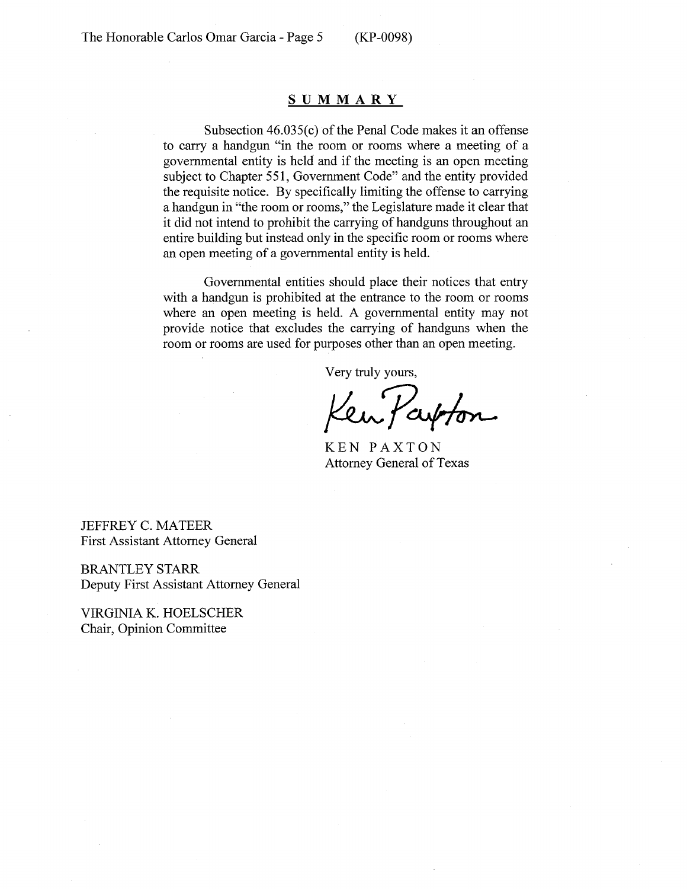## SUMMARY

Subsection 46.035(c) of the Penal Code makes it an offense to carry a handgun "in the room or rooms where a meeting of a governmental entity is held and if the meeting is an open meeting subject to Chapter 551, Government Code" and the entity provided the requisite notice. By specifically limiting the offense to carrying a handgun in "the room or rooms," the Legislature made it clear that it did not intend to prohibit the carrying of handguns throughout an entire building but instead only in the specific room or rooms where an open meeting of a governmental entity is held.

Governmental entities should place their notices that entry with a handgun is prohibited at the entrance to the room or rooms where an open meeting is held. A governmental entity may not provide notice that excludes the carrying of handguns when the room or rooms are used for purposes other than an open meeting.

Very truly yours,

Ken Paxton

KEN PAXTON
Attorney General of Texas

JEFFREY C. MATEER
First Assistant Attorney General

BRANTLEY STARR
Deputy First Assistant Attorney General

VIRGINIA K. HOELSCHER
Chair, Opinion Committee